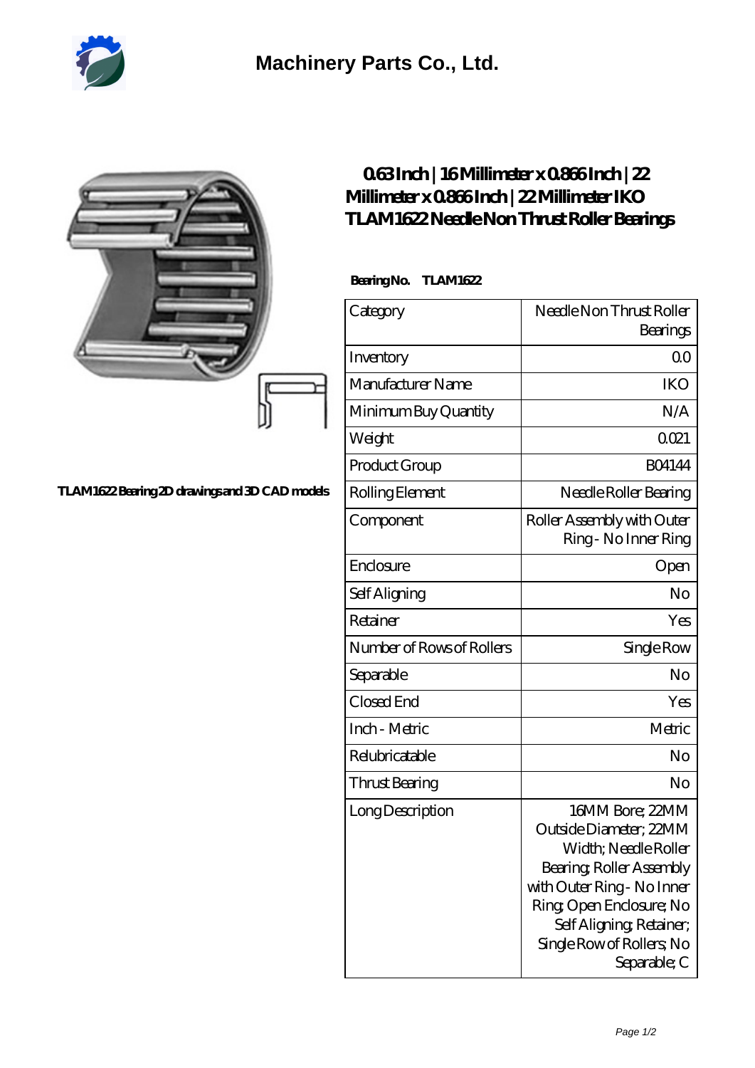Machinery Parts Co., Ltd.

TLAM1622 Bearing 2D drawings and 3D CAD models

# 0.63 Inch | 16 Millimeter x 0.866 Inch | 22 Millimeter x 0.866 Inch | 22 Millimeter IKO TLAM1622 Needle Non Thrust Roller Bearings

**Bearing No. TLAM1622**

| Category | Needle Non Thrust Roller Bearings |
|---|---|
| Inventory | 0.0 |
| Manufacturer Name | IKO |
| Minimum Buy Quantity | N/A |
| Weight | 0.021 |
| Product Group | B04144 |
| Rolling Element | Needle Roller Bearing |
| Component | Roller Assembly with Outer Ring - No Inner Ring |
| Enclosure | Open |
| Self Aligning | No |
| Retainer | Yes |
| Number of Rows of Rollers | Single Row |
| Separable | No |
| Closed End | Yes |
| Inch - Metric | Metric |
| Relubricatable | No |
| Thrust Bearing | No |
| Long Description | 16MM Bore; 22MM Outside Diameter; 22MM Width; Needle Roller Bearing; Roller Assembly with Outer Ring - No Inner Ring; Open Enclosure; No Self Aligning; Retainer; Single Row of Rollers; No Separable; C |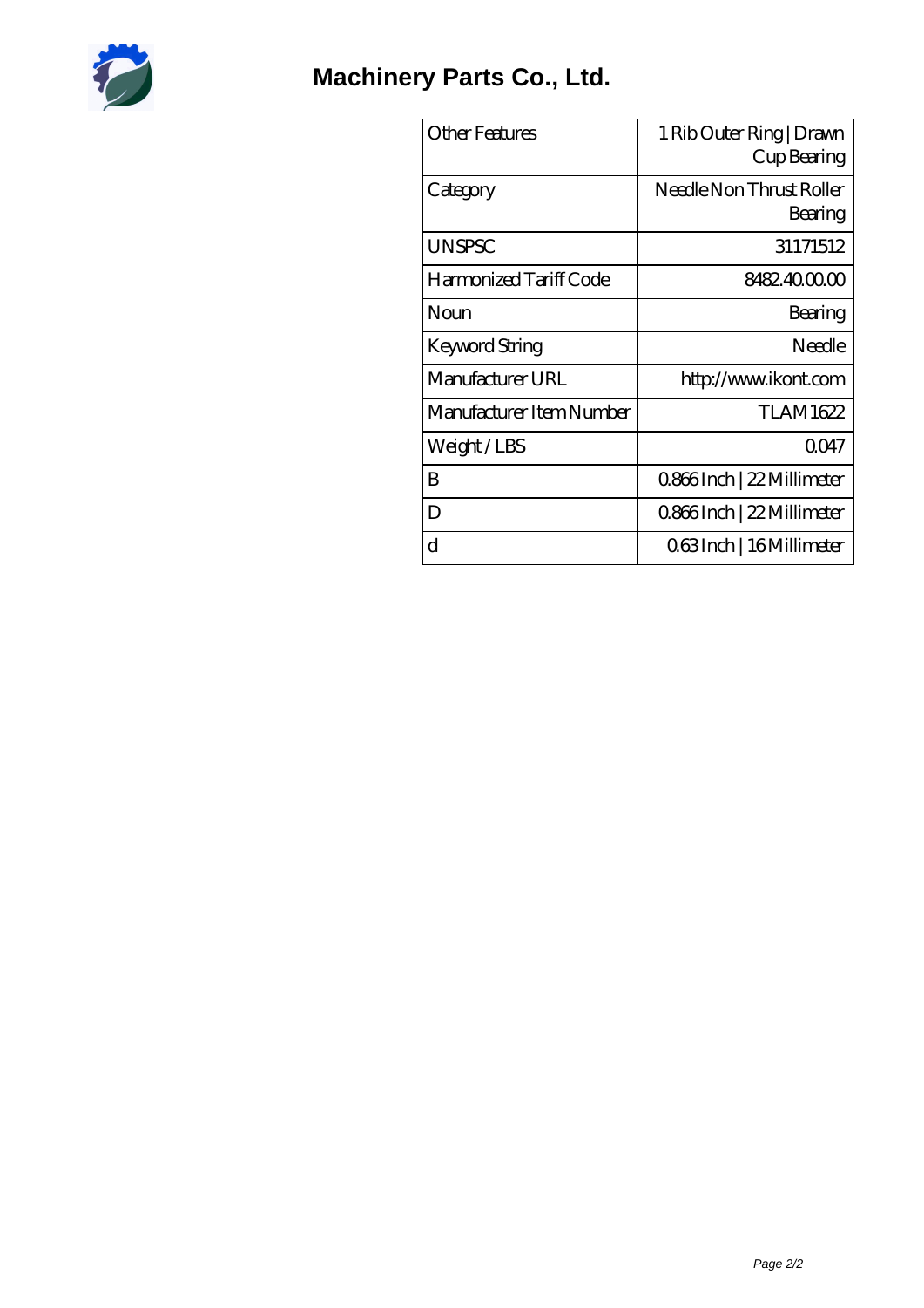# Machinery Parts Co., Ltd.

| | |
|---|---|
| Other Features | 1 Rib Outer Ring \| Drawn Cup Bearing |
| Category | Needle Non Thrust Roller Bearing |
| UNSPSC | 31171512 |
| Harmonized Tariff Code | 8482.40.00.00 |
| Noun | Bearing |
| Keyword String | Needle |
| Manufacturer URL | http://www.ikont.com |
| Manufacturer Item Number | TLAM1622 |
| Weight / LBS | 0.047 |
| B | 0.866 Inch \| 22 Millimeter |
| D | 0.866 Inch \| 22 Millimeter |
| d | 0.63 Inch \| 16 Millimeter |